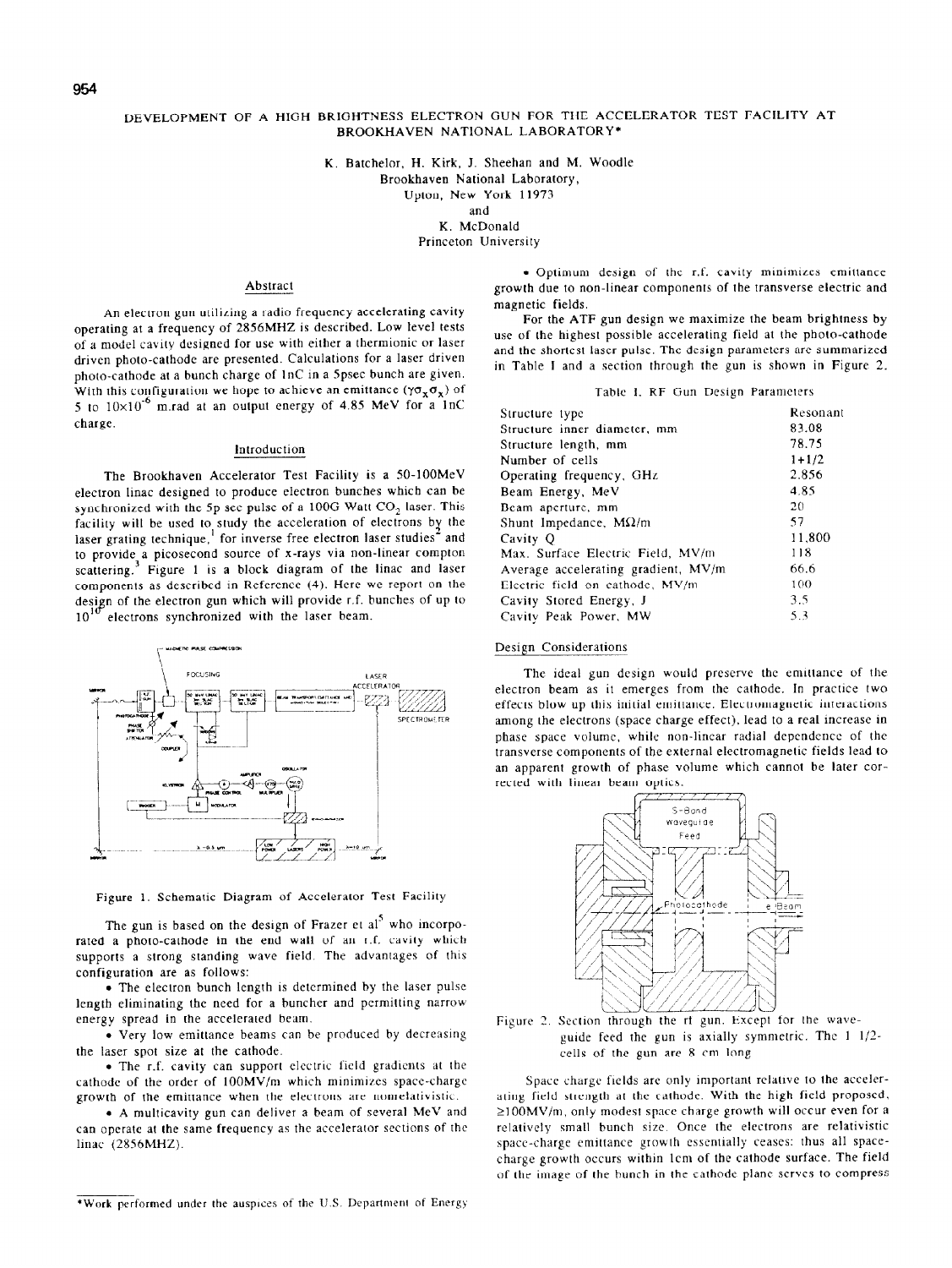# DEVELOPMENT OF A HIGH BRIGHTNESS ELECTRON GUN FOR THE ACCELERATOR TEST FACILITY AT BROOKHAVEN NATIONAL LABORATORY*

K. Batchelor, H. Kirk, J. Sheehan and M. Woodle
Brookhaven National Laboratory,
Upton, New York 11973
and
K. McDonald
Princeton University

## Abstract

An electron gun utilizing a radio frequency accelerating cavity operating at a frequency of 2856MHZ is described. Low level tests of a model cavity designed for use with either a thermionic or laser driven photo-cathode are presented. Calculations for a laser driven photo-cathode at a bunch charge of 1nC in a 5psec bunch are given. With this configuration we hope to achieve an emittance ($\gamma\sigma_x\sigma_x$) of 5 to $10\times10^{-6}$ m.rad at an output energy of 4.85 MeV for a 1nC charge.

## Introduction

The Brookhaven Accelerator Test Facility is a 50-100MeV electron linac designed to produce electron bunches which can be synchronized with the 5p sec pulse of a 100G Watt $CO_2$ laser. This facility will be used to study the acceleration of electrons by the laser grating technique,[1] for inverse free electron laser studies[2] and to provide a picosecond source of x-rays via non-linear compton scattering.[3] Figure 1 is a block diagram of the linac and laser components as described in Reference (4). Here we report on the design of the electron gun which will provide r.f. bunches of up to $10^{10}$ electrons synchronized with the laser beam.

Figure 1. Schematic Diagram of Accelerator Test Facility

The gun is based on the design of Frazer et al[5] who incorporated a photo-cathode in the end wall of an r.f. cavity which supports a strong standing wave field. The advantages of this configuration are as follows:

- The electron bunch length is determined by the laser pulse length eliminating the need for a buncher and permitting narrow energy spread in the accelerated beam.
- Very low emittance beams can be produced by decreasing the laser spot size at the cathode.
- The r.f. cavity can support electric field gradients at the cathode of the order of 100MV/m which minimizes space-charge growth of the emittance when the electrons are nonrelativistic.
- A multicavity gun can deliver a beam of several MeV and can operate at the same frequency as the accelerator sections of the linac (2856MHZ).
- Optimum design of the r.f. cavity minimizes emittance growth due to non-linear components of the transverse electric and magnetic fields.

For the ATF gun design we maximize the beam brightness by use of the highest possible accelerating field at the photo-cathode and the shortest laser pulse. The design parameters are summarized in Table I and a section through the gun is shown in Figure 2.

Table I. RF Gun Design Parameters

| Parameter | Value |
|---|---|
| Structure type | Resonant |
| Structure inner diameter, mm | 83.08 |
| Structure length, mm | 78.75 |
| Number of cells | 1+1/2 |
| Operating frequency, GHz | 2.856 |
| Beam Energy, MeV | 4.85 |
| Beam aperture, mm | 20 |
| Shunt Impedance, MΩ/m | 57 |
| Cavity Q | 11,800 |
| Max. Surface Electric Field, MV/m | 118 |
| Average accelerating gradient, MV/m | 66.6 |
| Electric field on cathode, MV/m | 100 |
| Cavity Stored Energy, J | 3.5 |
| Cavity Peak Power, MW | 5.3 |

## Design Considerations

The ideal gun design would preserve the emittance of the electron beam as it emerges from the cathode. In practice two effects blow up this initial emittance. Electromagnetic interactions among the electrons (space charge effect), lead to a real increase in phase space volume, while non-linear radial dependence of the transverse components of the external electromagnetic fields lead to an apparent growth of phase volume which cannot be later corrected with linear beam optics.

Figure 2. Section through the rf gun. Except for the wave-guide feed the gun is axially symmetric. The 1 1/2-cells of the gun are 8 cm long

Space charge fields are only important relative to the accelerating field strength at the cathode. With the high field proposed, ≥100MV/m, only modest space charge growth will occur even for a relatively small bunch size. Once the electrons are relativistic space-charge emittance growth essentially ceases: thus all space-charge growth occurs within 1cm of the cathode surface. The field of the image of the bunch in the cathode plane serves to compress

*Work performed under the auspices of the U.S. Department of Energy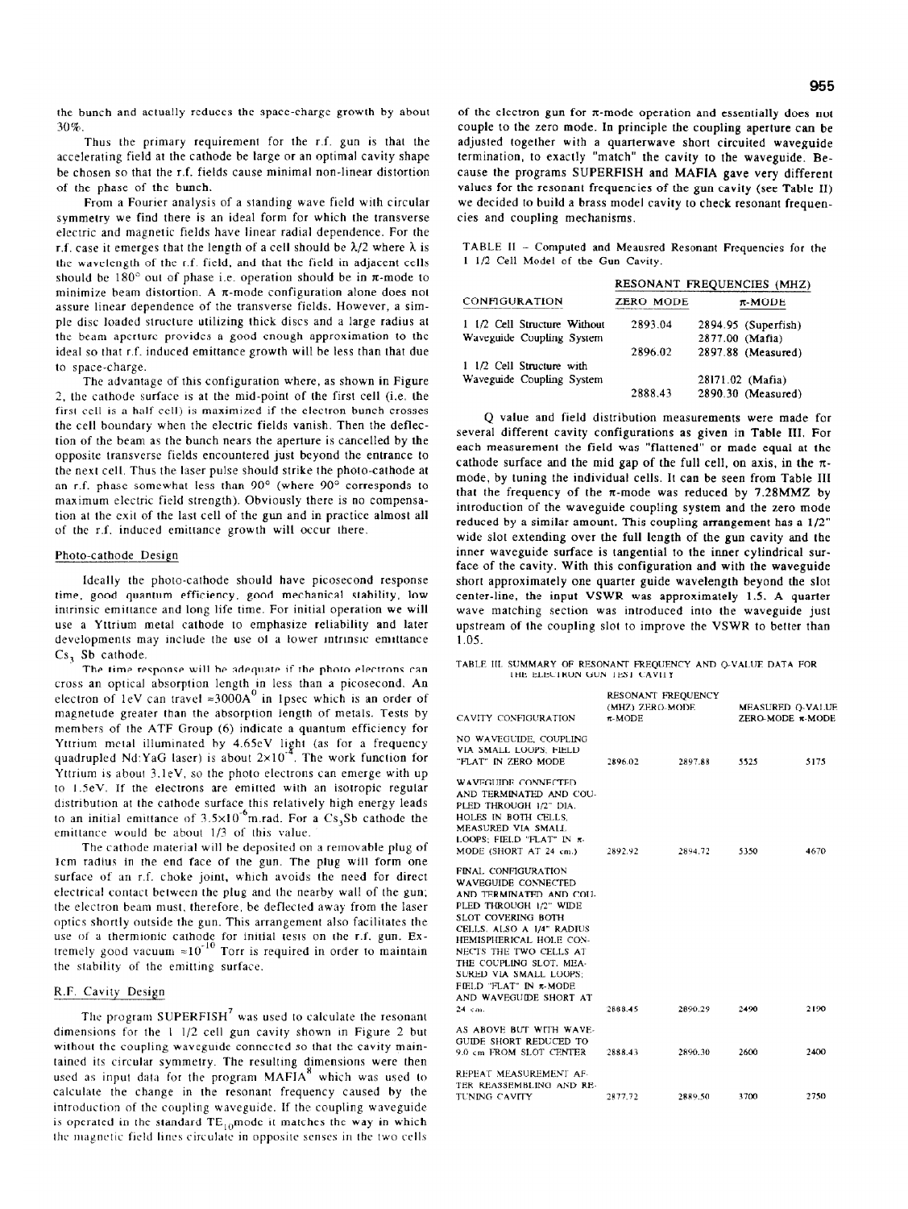the bunch and actually reduces the space-charge growth by about 30%.

Thus the primary requirement for the r.f. gun is that the accelerating field at the cathode be large or an optimal cavity shape be chosen so that the r.f. fields cause minimal non-linear distortion of the phase of the bunch.

From a Fourier analysis of a standing wave field with circular symmetry we find there is an ideal form for which the transverse electric and magnetic fields have linear radial dependence. For the r.f. case it emerges that the length of a cell should be $\lambda/2$ where $\lambda$ is the wavelength of the r.f. field, and that the field in adjacent cells should be 180° out of phase i.e. operation should be in $\pi$-mode to minimize beam distortion. A $\pi$-mode configuration alone does not assure linear dependence of the transverse fields. However, a simple disc loaded structure utilizing thick discs and a large radius at the beam aperture provides a good enough approximation to the ideal so that r.f. induced emittance growth will be less than that due to space-charge.

The advantage of this configuration where, as shown in Figure 2, the cathode surface is at the mid-point of the first cell (i.e. the first cell is a half cell) is maximized if the electron bunch crosses the cell boundary when the electric fields vanish. Then the deflection of the beam as the bunch nears the aperture is cancelled by the opposite transverse fields encountered just beyond the entrance to the next cell. Thus the laser pulse should strike the photo-cathode at an r.f. phase somewhat less than 90° (where 90° corresponds to maximum electric field strength). Obviously there is no compensation at the exit of the last cell of the gun and in practice almost all of the r.f. induced emittance growth will occur there.

## Photo-cathode Design

Ideally the photo-cathode should have picosecond response time, good quantum efficiency, good mechanical stability, low intrinsic emittance and long life time. For initial operation we will use a Yttrium metal cathode to emphasize reliability and later developments may include the use of a lower intrinsic emittance $Cs_3$ Sb cathode.

The time response will be adequate if the photo electrons can cross an optical absorption length in less than a picosecond. An electron of 1eV can travel ≈3000Å in 1psec which is an order of magnetude greater than the absorption length of metals. Tests by members of the ATF Group (6) indicate a quantum efficiency for Yttrium metal illuminated by 4.65eV light (as for a frequency quadrupled Nd:YaG laser) is about $2\times10^{-4}$. The work function for Yttrium is about 3.1eV, so the photo electrons can emerge with up to 1.5eV. If the electrons are emitted with an isotropic regular distribution at the cathode surface this relatively high energy leads to an initial emittance of $3.5\times10^{-6}$m.rad. For a $Cs_3Sb$ cathode the emittance would be about 1/3 of this value.

The cathode material will be deposited on a removable plug of 1cm radius in the end face of the gun. The plug will form one surface of an r.f. choke joint, which avoids the need for direct electrical contact between the plug and the nearby wall of the gun; the electron beam must, therefore, be deflected away from the laser optics shortly outside the gun. This arrangement also facilitates the use of a thermionic cathode for initial tests on the r.f. gun. Extremely good vacuum $\approx10^{-10}$ Torr is required in order to maintain the stability of the emitting surface.

## R.F. Cavity Design

The program SUPERFISH[7] was used to calculate the resonant dimensions for the 1 1/2 cell gun cavity shown in Figure 2 but without the coupling waveguide connected so that the cavity maintained its circular symmetry. The resulting dimensions were then used as input data for the program MAFIA[8] which was used to calculate the change in the resonant frequency caused by the introduction of the coupling waveguide. If the coupling waveguide is operated in the standard $TE_{10}$mode it matches the way in which the magnetic field lines circulate in opposite senses in the two cells of the electron gun for $\pi$-mode operation and essentially does not couple to the zero mode. In principle the coupling aperture can be adjusted together with a quarterwave short circuited waveguide termination, to exactly "match" the cavity to the waveguide. Because the programs SUPERFISH and MAFIA gave very different values for the resonant frequencies of the gun cavity (see Table II) we decided to build a brass model cavity to check resonant frequencies and coupling mechanisms.

TABLE II – Computed and Meausred Resonant Frequencies for the 1 1/2 Cell Model of the Gun Cavity.

| CONFIGURATION | RESONANT FREQUENCIES (MHZ) ZERO MODE | $\pi$-MODE |
|---|---|---|
| 1 1/2 Cell Structure Without Waveguide Coupling System | 2893.04 | 2894.95 (Superfish) |
| | | 2877.00 (Mafia) |
| | 2896.02 | 2897.88 (Measured) |
| 1 1/2 Cell Structure with Waveguide Coupling System | | 28171.02 (Mafia) |
| | 2888.43 | 2890.30 (Measured) |

Q value and field distribution measurements were made for several different cavity configurations as given in Table III. For each measurement the field was "flattened" or made equal at the cathode surface and the mid gap of the full cell, on axis, in the $\pi$-mode, by tuning the individual cells. It can be seen from Table III that the frequency of the $\pi$-mode was reduced by 7.28MMZ by introduction of the waveguide coupling system and the zero mode reduced by a similar amount. This coupling arrangement has a 1/2" wide slot extending over the full length of the gun cavity and the inner waveguide surface is tangential to the inner cylindrical surface of the cavity. With this configuration and with the waveguide short approximately one quarter guide wavelength beyond the slot center-line, the input VSWR was approximately 1.5. A quarter wave matching section was introduced into the waveguide just upstream of the coupling slot to improve the VSWR to better than 1.05.

TABLE III. SUMMARY OF RESONANT FREQUENCY AND Q-VALUE DATA FOR THE ELECTRON GUN TEST CAVITY

| CAVITY CONFIGURATION | RESONANT FREQUENCY (MHZ) ZERO-MODE | $\pi$-MODE | MEASURED Q-VALUE ZERO-MODE | $\pi$-MODE |
|---|---|---|---|---|
| NO WAVEGUIDE, COUPLING VIA SMALL LOOPS; FIELD "FLAT" IN ZERO MODE | 2896.02 | 2897.88 | 5525 | 5175 |
| WAVEGUIDE CONNECTED AND TERMINATED AND COUPLED THROUGH 1/2" DIA. HOLES IN BOTH CELLS, MEASURED VIA SMALL LOOPS; FIELD "FLAT" IN $\pi$-MODE (SHORT AT 24 cm.) | 2892.92 | 2894.72 | 5350 | 4670 |
| FINAL CONFIGURATION WAVEGUIDE CONNECTED AND TERMINATED AND COUPLED THROUGH 1/2" WIDE SLOT COVERING BOTH CELLS. ALSO A 1/4" RADIUS HEMISPHERICAL HOLE CONNECTS THE TWO CELLS AT THE COUPLING SLOT. MEASURED VIA SMALL LOOPS; FIELD "FLAT" IN $\pi$-MODE AND WAVEGUIDE SHORT AT 24 cm. | 2888.45 | 2890.29 | 2490 | 2190 |
| AS ABOVE BUT WITH WAVEGUIDE SHORT REDUCED TO 9.0 cm FROM SLOT CENTER | 2888.43 | 2890.30 | 2600 | 2400 |
| REPEAT MEASUREMENT AFTER REASSEMBLING AND RETUNING CAVITY | 2877.72 | 2889.50 | 3700 | 2750 |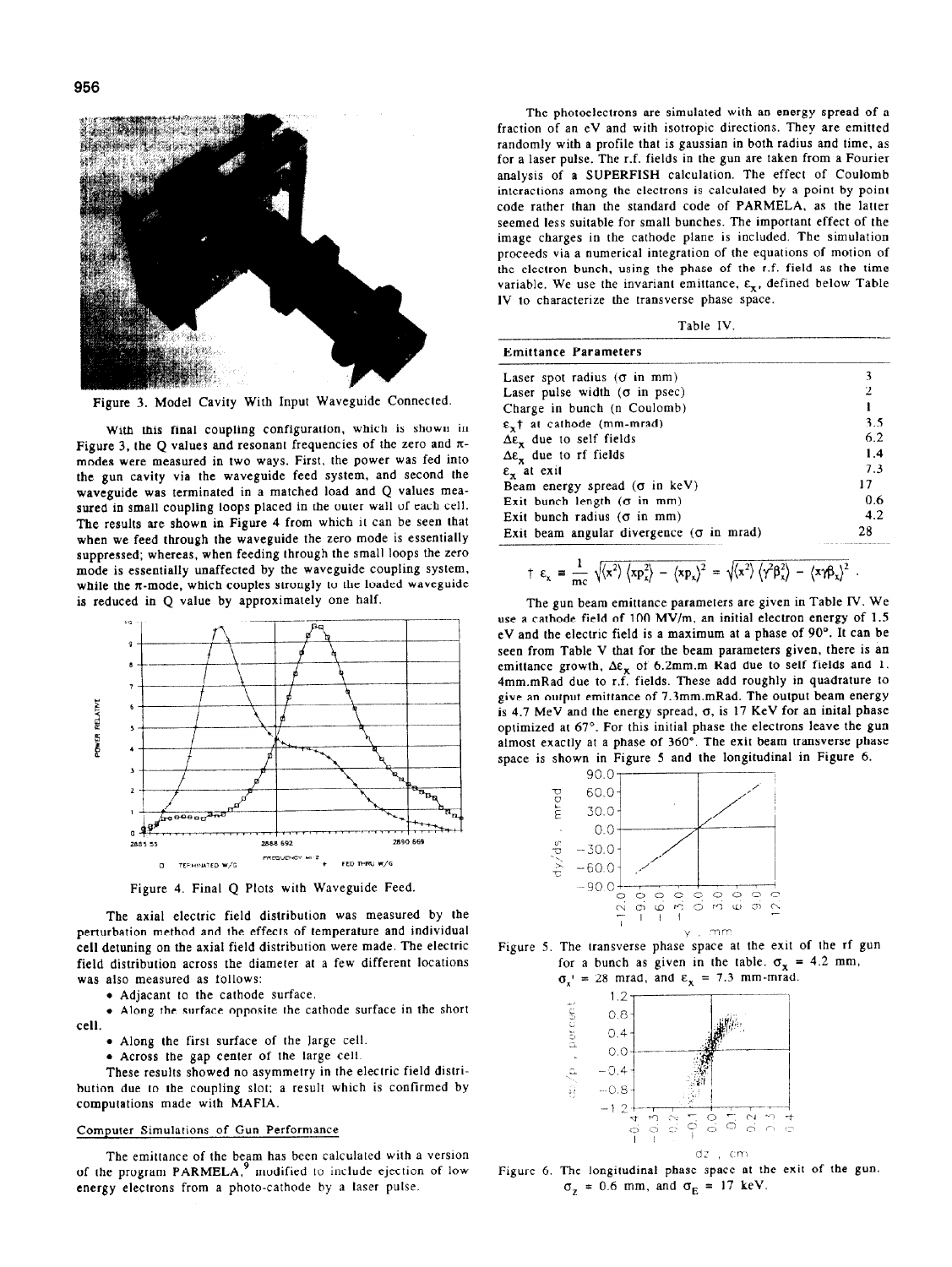Figure 3. Model Cavity With Input Waveguide Connected.

With this final coupling configuration, which is shown in Figure 3, the Q values and resonant frequencies of the zero and π-modes were measured in two ways. First, the power was fed into the gun cavity via the waveguide feed system, and second the waveguide was terminated in a matched load and Q values measured in small coupling loops placed in the outer wall of each cell. The results are shown in Figure 4 from which it can be seen that when we feed through the waveguide the zero mode is essentially suppressed; whereas, when feeding through the small loops the zero mode is essentially unaffected by the waveguide coupling system, while the π-mode, which couples strongly to the loaded waveguide is reduced in Q value by approximately one half.

Figure 4. Final Q Plots with Waveguide Feed.

The axial electric field distribution was measured by the perturbation method and the effects of temperature and individual cell detuning on the axial field distribution were made. The electric field distribution across the diameter at a few different locations was also measured as follows:

- Adjacent to the cathode surface.
- Along the surface opposite the cathode surface in the short cell.
- Along the first surface of the large cell.
- Across the gap center of the large cell.

These results showed no asymmetry in the electric field distribution due to the coupling slot; a result which is confirmed by computations made with MAFIA.

## Computer Simulations of Gun Performance

The emittance of the beam has been calculated with a version of the program PARMELA,[9] modified to include ejection of low energy electrons from a photo-cathode by a laser pulse.

The photoelectrons are simulated with an energy spread of a fraction of an eV and with isotropic directions. They are emitted randomly with a profile that is gaussian in both radius and time, as for a laser pulse. The r.f. fields in the gun are taken from a Fourier analysis of a SUPERFISH calculation. The effect of Coulomb interactions among the electrons is calculated by a point by point code rather than the standard code of PARMELA, as the latter seemed less suitable for small bunches. The important effect of the image charges in the cathode plane is included. The simulation proceeds via a numerical integration of the equations of motion of the electron bunch, using the phase of the r.f. field as the time variable. We use the invariant emittance, $\varepsilon_x$, defined below Table IV to characterize the transverse phase space.

Table IV.

| Emittance Parameters | |
|---|---|
| Laser spot radius (σ in mm) | 3 |
| Laser pulse width (σ in psec) | 2 |
| Charge in bunch (n Coulomb) | 1 |
| $\varepsilon_x$† at cathode (mm-mrad) | 3.5 |
| $\Delta\varepsilon_x$ due to self fields | 6.2 |
| $\Delta\varepsilon_x$ due to rf fields | 1.4 |
| $\varepsilon_x$ at exit | 7.3 |
| Beam energy spread (σ in keV) | 17 |
| Exit bunch length (σ in mm) | 0.6 |
| Exit bunch radius (σ in mm) | 4.2 |
| Exit beam angular divergence (σ in mrad) | 28 |

$$\dagger\ \varepsilon_x \equiv \frac{1}{mc}\sqrt{\langle x^2\rangle\langle p_x^2\rangle - \langle xp_x\rangle^2} = \sqrt{\langle x^2\rangle\langle \gamma^2\beta_x^2\rangle - \langle x\gamma\beta_x\rangle^2}\ .$$

The gun beam emittance parameters are given in Table IV. We use a cathode field of 100 MV/m, an initial electron energy of 1.5 eV and the electric field is a maximum at a phase of 90°. It can be seen from Table V that for the beam parameters given, there is an emittance growth, $\Delta\varepsilon_x$ of 6.2mm.m Rad due to self fields and 1.4mm.mRad due to r.f. fields. These add roughly in quadrature to give an output emittance of 7.3mm.mRad. The output beam energy is 4.7 MeV and the energy spread, σ, is 17 KeV for an inital phase optimized at 67°. For this initial phase the electrons leave the gun almost exactly at a phase of 360°. The exit beam transverse phase space is shown in Figure 5 and the longitudinal in Figure 6.

Figure 5. The transverse phase space at the exit of the rf gun for a bunch as given in the table. $\sigma_x$ = 4.2 mm, $\sigma_{x'}$ = 28 mrad, and $\varepsilon_x$ = 7.3 mm-mrad.

Figure 6. The longitudinal phase space at the exit of the gun. $\sigma_z$ = 0.6 mm, and $\sigma_E$ = 17 keV.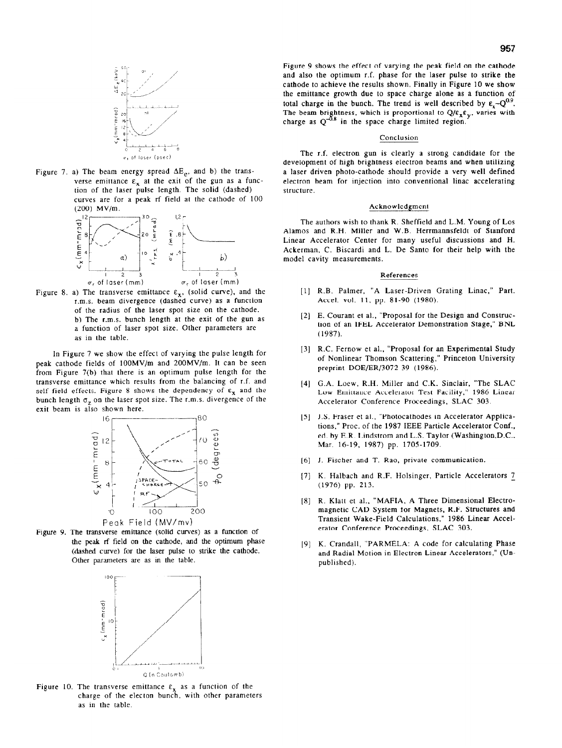60
40
20
$\Delta E_e$ (keV)
a)
20
16
12
8
4
b)
$\varepsilon_x$ (mm-mrad)
0 2 4 6 8
$\sigma_t$ of laser (psec)

Figure 7. a) The beam energy spread $\Delta E_e$, and b) the transverse emittance $\varepsilon_x$ at the exit of the gun as a function of the laser pulse length. The solid (dashed) curves are for a peak rf field at the cathode of 100 (200) MV/m.

12
8
4
$\varepsilon_x$ (mm-mrad)
30
20
10
$x'_{r.m.s.}$ (mrad)
a)
1 2 3
$\sigma_r$ of laser (mm)
1.2
.8
.4
$\sigma_z$ (mm)
b)
1 2 3
$\sigma_r$ of laser (mm)

Figure 8. a) The transverse emittance $\varepsilon_x$, (solid curve), and the r.m.s. beam divergence (dashed curve) as a function of the radius of the laser spot size on the cathode. b) The r.m.s. bunch length at the exit of the gun as a function of laser spot size. Other parameters are as in the table.

In Figure 7 we show the effect of varying the pulse length for peak cathode fields of 100MV/m and 200MV/m. It can be seen from Figure 7(b) that there is an optimum pulse length for the transverse emittance which results from the balancing of r.f. and self field effects. Figure 8 shows the dependency of $\varepsilon_x$ and the bunch length $\sigma_z$ on the laser spot size. The r.m.s. divergence of the exit beam is also shown here.

16
12
8
4
$\varepsilon_x$ (mm-mrad)
80
70
60
50
$\phi_0$ (degrees)
TOTAL
SPACE-CHARGE
RF
0 100 200
Peak Field (MV/mv)

Figure 9. The transverse emittance (solid curves) as a function of the peak rf field on the cathode, and the optimum phase (dashed curve) for the laser pulse to strike the cathode. Other parameters are as in the table.

100
10
1
$\varepsilon_x$ (mm-mrad)
0.1 1 10
Q (n Coulomb)

Figure 10. The transverse emittance $\varepsilon_x$ as a function of the charge of the electon bunch, with other parameters as in the table.

Figure 9 shows the effect of varying the peak field on the cathode and also the optimum r.f. phase for the laser pulse to strike the cathode to achieve the results shown. Finally in Figure 10 we show the emittance growth due to space charge alone as a function of total charge in the bunch. The trend is well described by $\varepsilon_x \sim Q^{0.9}$. The beam brightness, which is proportional to $Q/\varepsilon_x\varepsilon_y$, varies with charge as $Q^{-0.8}$ in the space charge limited region.

## Conclusion

The r.f. electron gun is clearly a strong candidate for the development of high brightness electron beams and when utilizing a laser driven photo-cathode should provide a very well defined electron beam for injection into conventional linac accelerating structure.

## Acknowledgment

The authors wish to thank R. Sheffield and L.M. Young of Los Alamos and R.H. Miller and W.B. Herrmannsfeldt of Stanford Linear Accelerator Center for many useful discussions and H. Ackerman, C. Biscardi and L. De Santo for their help with the model cavity measurements.

## References

[1] R.B. Palmer, "A Laser-Driven Grating Linac," Part. Accel. vol. 11, pp. 81-90 (1980).

[2] E. Courant et al., "Proposal for the Design and Construction of an IFEL Accelerator Demonstration Stage," BNL (1987).

[3] R.C. Fernow et al., "Proposal for an Experimental Study of Nonlinear Thomson Scattering," Princeton University preprint DOE/ER/3072 39 (1986).

[4] G.A. Loew, R.H. Miller and C.K. Sinclair, "The SLAC Low Emittance Accelerator Test Facility," 1986 Linear Accelerator Conference Proceedings, SLAC 303.

[5] J.S. Fraser et al., "Photocathodes in Accelerator Applications," Proc. of the 1987 IEEE Particle Accelerator Conf., ed. by E.R. Lindstrom and L.S. Taylor (Washington,D.C.. Mar. 16-19, 1987) pp. 1705-1709.

[6] J. Fischer and T. Rao, private communication.

[7] K. Halbach and R.F. Holsinger, Particle Accelerators 7 (1976) pp. 213.

[8] R. Klatt et al., "MAFIA, A Three Dimensional Electromagnetic CAD System for Magnets, R.F. Structures and Transient Wake-Field Calculations," 1986 Linear Accelerator Conference Proceedings, SLAC 303.

[9] K. Crandall, "PARMELA: A code for calculating Phase and Radial Motion in Electron Linear Accelerators," (Unpublished).